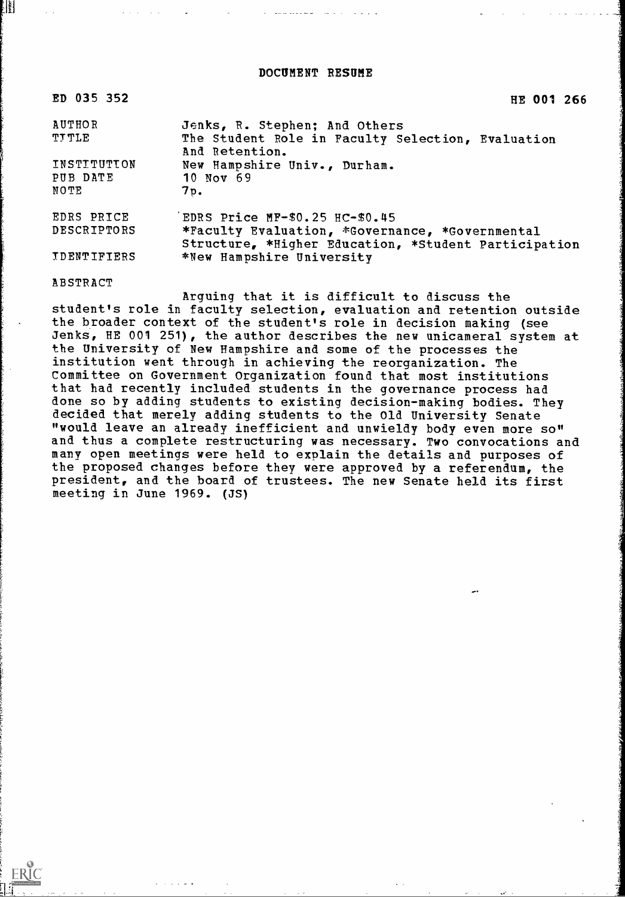# DOCUMENT RESUME

ED 035 352 HE 001 266

| | |
|---|---|
| AUTHOR | Jenks, R. Stephen; And Others |
| TITLE | The Student Role in Faculty Selection, Evaluation And Retention. |
| INSTITUTION | New Hampshire Univ., Durham. |
| PUB DATE | 10 Nov 69 |
| NOTE | 7p. |
| EDRS PRICE | EDRS Price MF-$0.25 HC-$0.45 |
| DESCRIPTORS | *Faculty Evaluation, *Governance, *Governmental Structure, *Higher Education, *Student Participation |
| IDENTIFIERS | *New Hampshire University |

ABSTRACT

Arguing that it is difficult to discuss the student's role in faculty selection, evaluation and retention outside the broader context of the student's role in decision making (see Jenks, HE 001 251), the author describes the new unicameral system at the University of New Hampshire and some of the processes the institution went through in achieving the reorganization. The Committee on Government Organization found that most institutions that had recently included students in the governance process had done so by adding students to existing decision-making bodies. They decided that merely adding students to the Old University Senate "would leave an already inefficient and unwieldy body even more so" and thus a complete restructuring was necessary. Two convocations and many open meetings were held to explain the details and purposes of the proposed changes before they were approved by a referendum, the president, and the board of trustees. The new Senate held its first meeting in June 1969. (JS)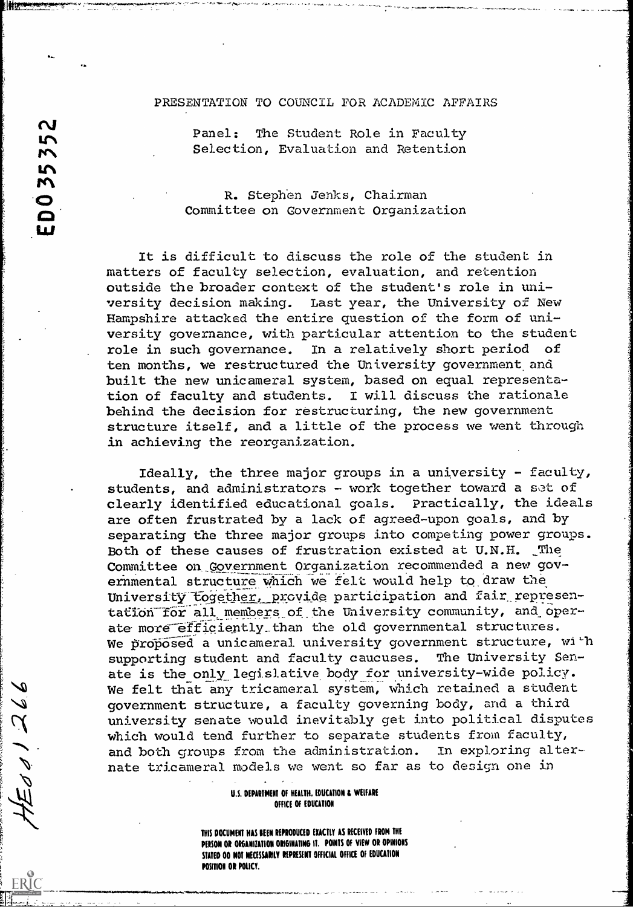PRESENTATION TO COUNCIL FOR ACADEMIC AFFAIRS

Panel: The Student Role in Faculty Selection, Evaluation and Retention

R. Stephen Jenks, Chairman
Committee on Government Organization

It is difficult to discuss the role of the student in matters of faculty selection, evaluation, and retention outside the broader context of the student's role in university decision making. Last year, the University of New Hampshire attacked the entire question of the form of university governance, with particular attention to the student role in such governance. In a relatively short period of ten months, we restructured the University government and built the new unicameral system, based on equal representation of faculty and students. I will discuss the rationale behind the decision for restructuring, the new government structure itself, and a little of the process we went through in achieving the reorganization.

Ideally, the three major groups in a university - faculty, students, and administrators - work together toward a set of clearly identified educational goals. Practically, the ideals are often frustrated by a lack of agreed-upon goals, and by separating the three major groups into competing power groups. Both of these causes of frustration existed at U.N.H. The Committee on Government Organization recommended a new governmental structure which we felt would help to draw the University together, provide participation and fair representation for all members of the University community, and operate more efficiently than the old governmental structures. We proposed a unicameral university government structure, with supporting student and faculty caucuses. The University Senate is the only legislative body for university-wide policy. We felt that any tricameral system, which retained a student government structure, a faculty governing body, and a third university senate would inevitably get into political disputes which would tend further to separate students from faculty, and both groups from the administration. In exploring alternate tricameral models we went so far as to design one in

U.S. DEPARTMENT OF HEALTH, EDUCATION & WELFARE
OFFICE OF EDUCATION

THIS DOCUMENT HAS BEEN REPRODUCED EXACTLY AS RECEIVED FROM THE PERSON OR ORGANIZATION ORIGINATING IT. POINTS OF VIEW OR OPINIONS STATED DO NOT NECESSARILY REPRESENT OFFICIAL OFFICE OF EDUCATION POSITION OR POLICY.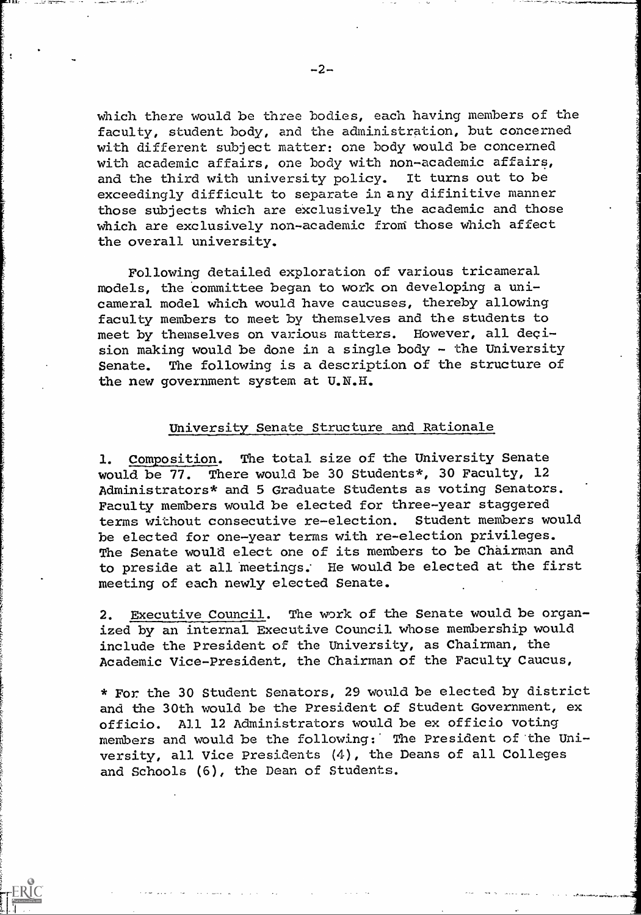which there would be three bodies, each having members of the faculty, student body, and the administration, but concerned with different subject matter: one body would be concerned with academic affairs, one body with non-academic affairs, and the third with university policy. It turns out to be exceedingly difficult to separate in any difinitive manner those subjects which are exclusively the academic and those which are exclusively non-academic from those which affect the overall university.

Following detailed exploration of various tricameral models, the committee began to work on developing a unicameral model which would have caucuses, thereby allowing faculty members to meet by themselves and the students to meet by themselves on various matters. However, all decision making would be done in a single body - the University Senate. The following is a description of the structure of the new government system at U.N.H.

## University Senate Structure and Rationale

1. Composition. The total size of the University Senate would be 77. There would be 30 Students*, 30 Faculty, 12 Administrators* and 5 Graduate Students as voting Senators. Faculty members would be elected for three-year staggered terms without consecutive re-election. Student members would be elected for one-year terms with re-election privileges. The Senate would elect one of its members to be Chairman and to preside at all meetings. He would be elected at the first meeting of each newly elected Senate.

2. Executive Council. The work of the Senate would be organized by an internal Executive Council whose membership would include the President of the University, as Chairman, the Academic Vice-President, the Chairman of the Faculty Caucus,

* For the 30 Student Senators, 29 would be elected by district and the 30th would be the President of Student Government, ex officio. All 12 Administrators would be ex officio voting members and would be the following: The President of the University, all Vice Presidents (4), the Deans of all Colleges and Schools (6), the Dean of Students.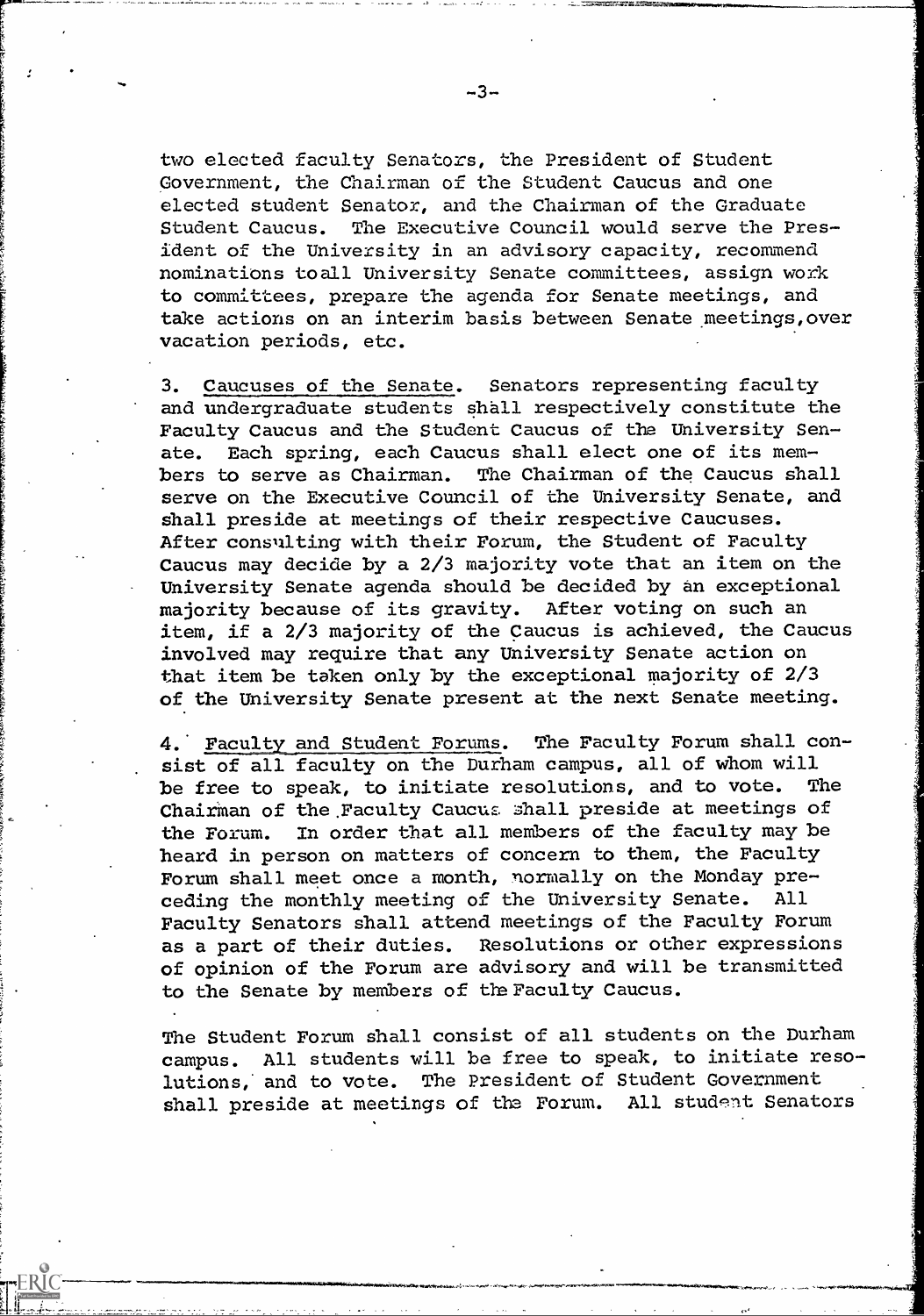two elected faculty Senators, the President of Student Government, the Chairman of the Student Caucus and one elected student Senator, and the Chairman of the Graduate Student Caucus. The Executive Council would serve the President of the University in an advisory capacity, recommend nominations toall University Senate committees, assign work to committees, prepare the agenda for Senate meetings, and take actions on an interim basis between Senate meetings,over vacation periods, etc.

3. Caucuses of the Senate. Senators representing faculty and undergraduate students shall respectively constitute the Faculty Caucus and the Student Caucus of the University Senate. Each spring, each Caucus shall elect one of its members to serve as Chairman. The Chairman of the Caucus shall serve on the Executive Council of the University Senate, and shall preside at meetings of their respective Caucuses. After consulting with their Forum, the Student of Faculty Caucus may decide by a 2/3 majority vote that an item on the University Senate agenda should be decided by an exceptional majority because of its gravity. After voting on such an item, if a 2/3 majority of the Caucus is achieved, the Caucus involved may require that any University Senate action on that item be taken only by the exceptional majority of 2/3 of the University Senate present at the next Senate meeting.

4. Faculty and Student Forums. The Faculty Forum shall consist of all faculty on the Durham campus, all of whom will be free to speak, to initiate resolutions, and to vote. The Chairman of the Faculty Caucus shall preside at meetings of the Forum. In order that all members of the faculty may be heard in person on matters of concern to them, the Faculty Forum shall meet once a month, normally on the Monday preceding the monthly meeting of the University Senate. All Faculty Senators shall attend meetings of the Faculty Forum as a part of their duties. Resolutions or other expressions of opinion of the Forum are advisory and will be transmitted to the Senate by members of the Faculty Caucus.

The Student Forum shall consist of all students on the Durham campus. All students will be free to speak, to initiate resolutions, and to vote. The President of Student Government shall preside at meetings of the Forum. All student Senators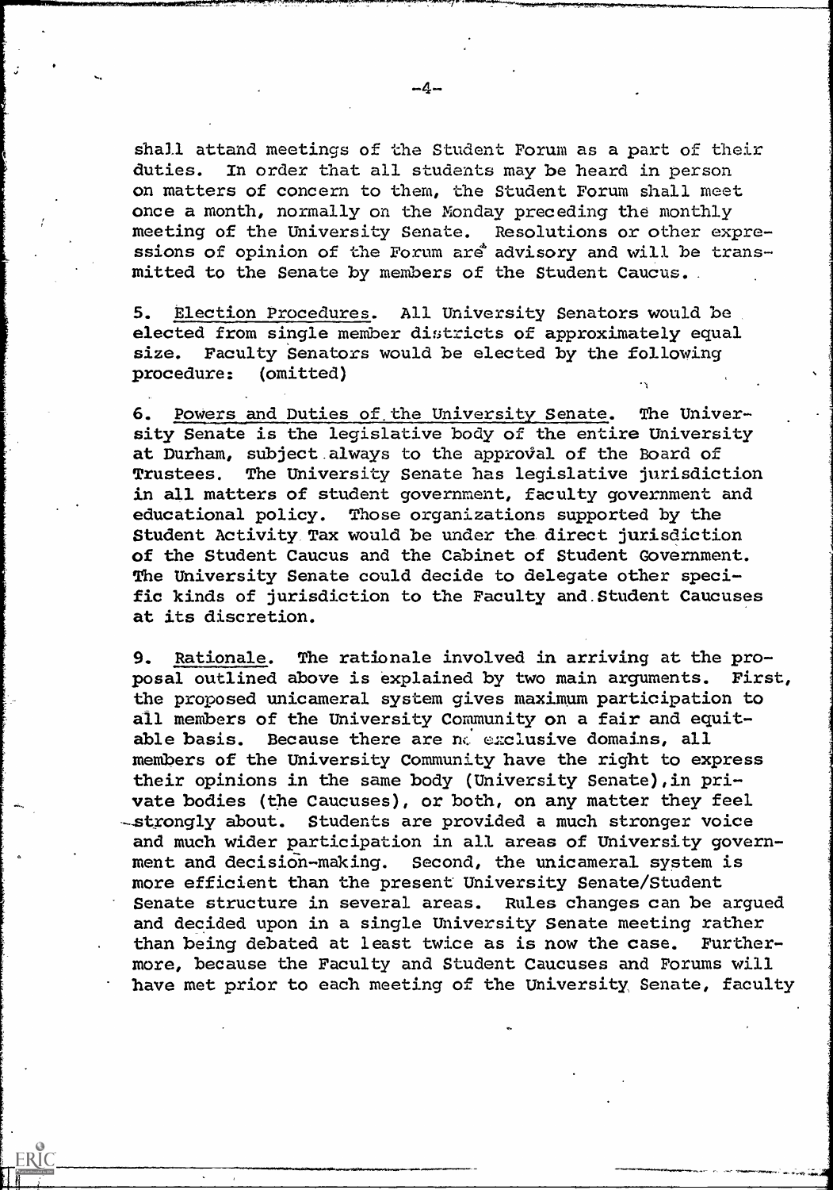shall attand meetings of the Student Forum as a part of their duties. In order that all students may be heard in person on matters of concern to them, the Student Forum shall meet once a month, normally on the Monday preceding the monthly meeting of the University Senate. Resolutions or other expressions of opinion of the Forum are advisory and will be transmitted to the Senate by members of the Student Caucus.

5. Election Procedures. All University Senators would be elected from single member districts of approximately equal size. Faculty Senators would be elected by the following procedure: (omitted)

6. Powers and Duties of the University Senate. The University Senate is the legislative body of the entire University at Durham, subject always to the approval of the Board of Trustees. The University Senate has legislative jurisdiction in all matters of student government, faculty government and educational policy. Those organizations supported by the Student Activity Tax would be under the direct jurisdiction of the Student Caucus and the Cabinet of Student Government. The University Senate could decide to delegate other specific kinds of jurisdiction to the Faculty and Student Caucuses at its discretion.

9. Rationale. The rationale involved in arriving at the proposal outlined above is explained by two main arguments. First, the proposed unicameral system gives maximum participation to all members of the University Community on a fair and equitable basis. Because there are no exclusive domains, all members of the University Community have the right to express their opinions in the same body (University Senate), in private bodies (the Caucuses), or both, on any matter they feel strongly about. Students are provided a much stronger voice and much wider participation in all areas of University government and decision-making. Second, the unicameral system is more efficient than the present University Senate/Student Senate structure in several areas. Rules changes can be argued and decided upon in a single University Senate meeting rather than being debated at least twice as is now the case. Furthermore, because the Faculty and Student Caucuses and Forums will have met prior to each meeting of the University Senate, faculty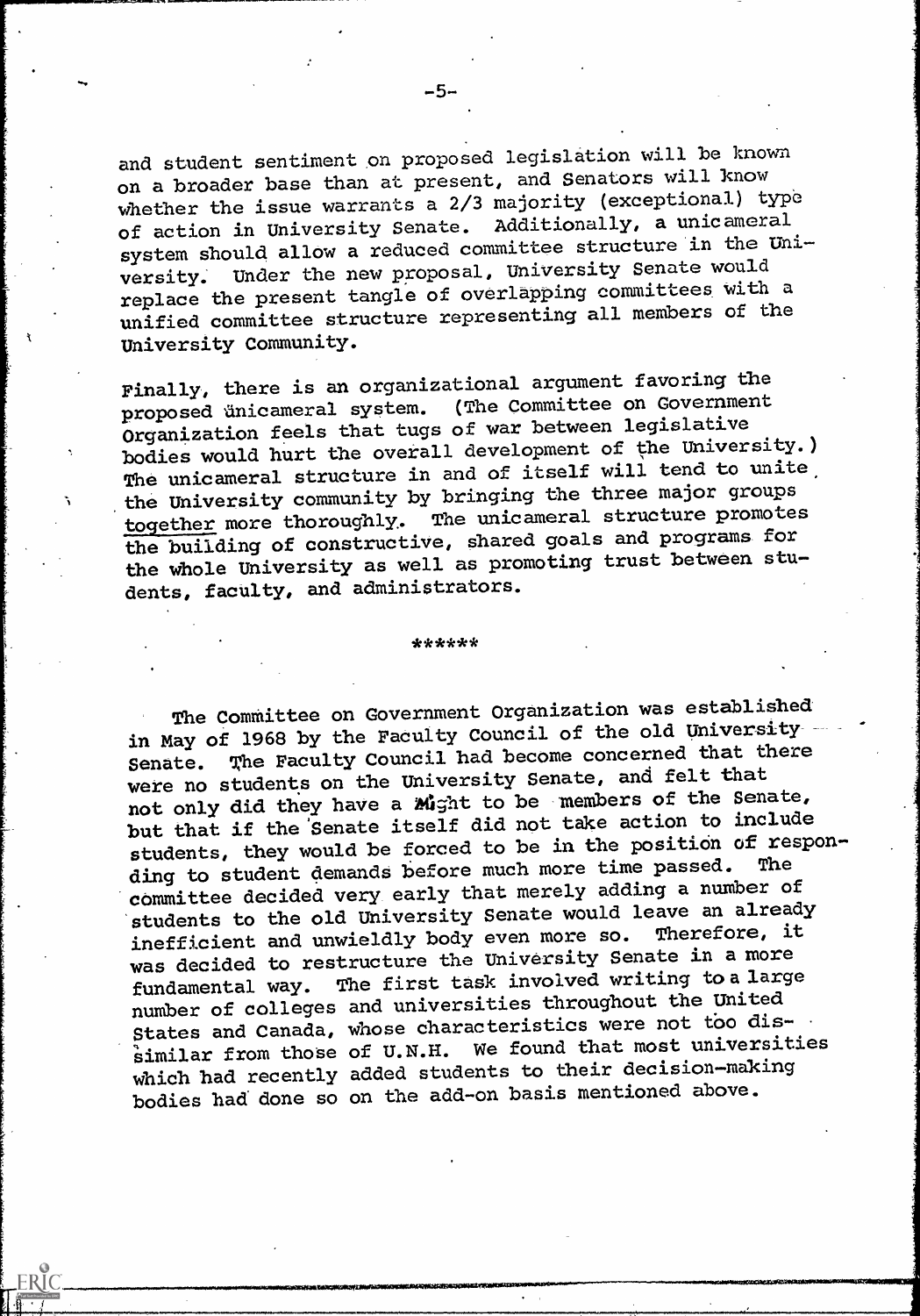and student sentiment on proposed legislation will be known on a broader base than at present, and Senators will know whether the issue warrants a 2/3 majority (exceptional) type of action in University Senate. Additionally, a unicameral system should allow a reduced committee structure in the University. Under the new proposal, University Senate would replace the present tangle of overlapping committees with a unified committee structure representing all members of the University Community.

Finally, there is an organizational argument favoring the proposed unicameral system. (The Committee on Government Organization feels that tugs of war between legislative bodies would hurt the overall development of the University.) The unicameral structure in and of itself will tend to unite the University community by bringing the three major groups together more thoroughly. The unicameral structure promotes the building of constructive, shared goals and programs for the whole University as well as promoting trust between students, faculty, and administrators.

******

The Committee on Government Organization was established in May of 1968 by the Faculty Council of the old University Senate. The Faculty Council had become concerned that there were no students on the University Senate, and felt that not only did they have a right to be members of the Senate, but that if the Senate itself did not take action to include students, they would be forced to be in the position of responding to student demands before much more time passed. The committee decided very early that merely adding a number of students to the old University Senate would leave an already inefficient and unwieldy body even more so. Therefore, it was decided to restructure the University Senate in a more fundamental way. The first task involved writing to a large number of colleges and universities throughout the United States and Canada, whose characteristics were not too dissimilar from those of U.N.H. We found that most universities which had recently added students to their decision-making bodies had done so on the add-on basis mentioned above.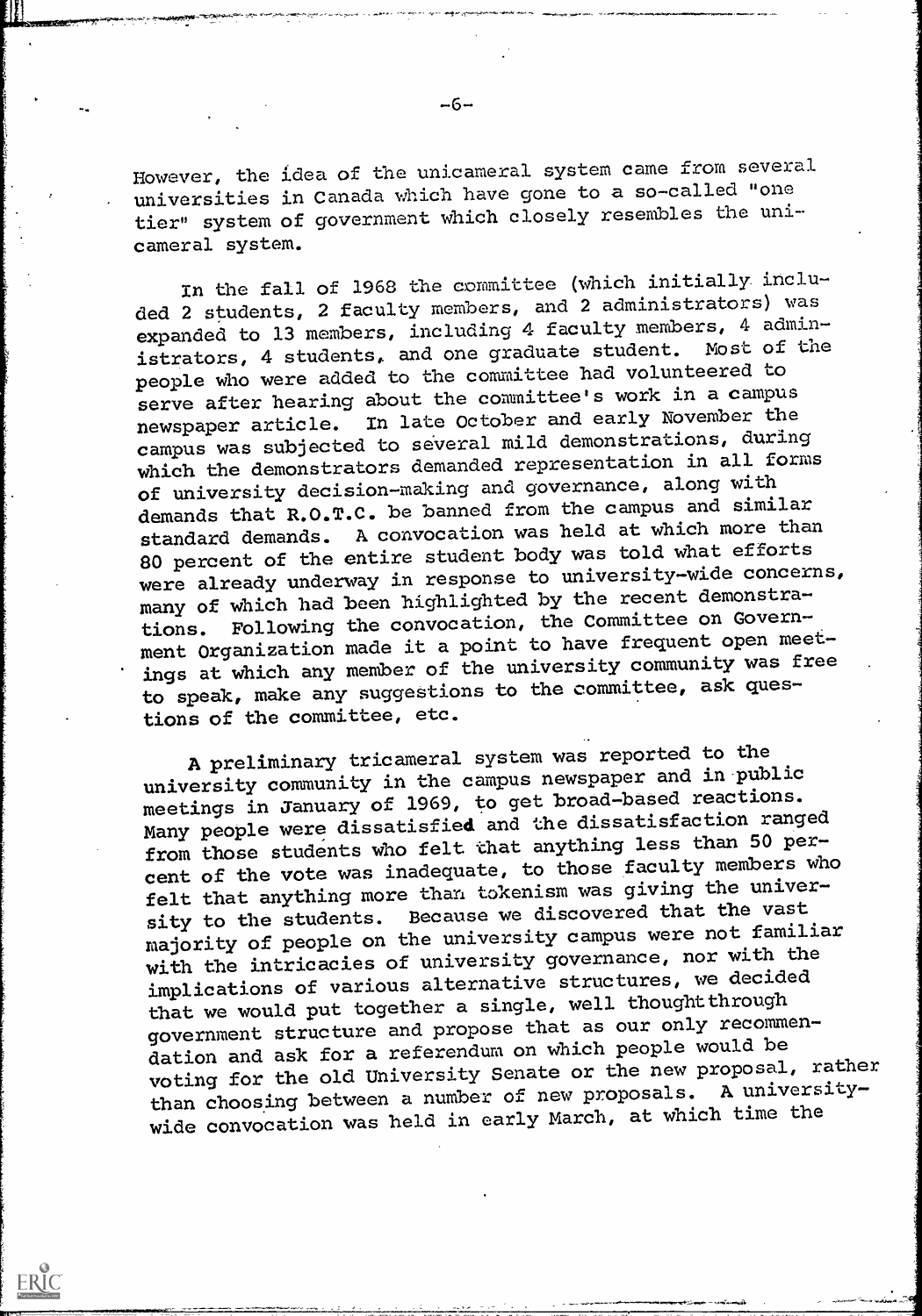However, the idea of the unicameral system came from several universities in Canada which have gone to a so-called "one tier" system of government which closely resembles the unicameral system.

In the fall of 1968 the committee (which initially included 2 students, 2 faculty members, and 2 administrators) was expanded to 13 members, including 4 faculty members, 4 administrators, 4 students, and one graduate student. Most of the people who were added to the committee had volunteered to serve after hearing about the committee's work in a campus newspaper article. In late October and early November the campus was subjected to several mild demonstrations, during which the demonstrators demanded representation in all forms of university decision-making and governance, along with demands that R.O.T.C. be banned from the campus and similar standard demands. A convocation was held at which more than 80 percent of the entire student body was told what efforts were already underway in response to university-wide concerns, many of which had been highlighted by the recent demonstrations. Following the convocation, the Committee on Government Organization made it a point to have frequent open meetings at which any member of the university community was free to speak, make any suggestions to the committee, ask questions of the committee, etc.

A preliminary tricameral system was reported to the university community in the campus newspaper and in public meetings in January of 1969, to get broad-based reactions. Many people were dissatisfied and the dissatisfaction ranged from those students who felt that anything less than 50 percent of the vote was inadequate, to those faculty members who felt that anything more than tokenism was giving the university to the students. Because we discovered that the vast majority of people on the university campus were not familiar with the intricacies of university governance, nor with the implications of various alternative structures, we decided that we would put together a single, well thought through government structure and propose that as our only recommendation and ask for a referendum on which people would be voting for the old University Senate or the new proposal, rather than choosing between a number of new proposals. A university-wide convocation was held in early March, at which time the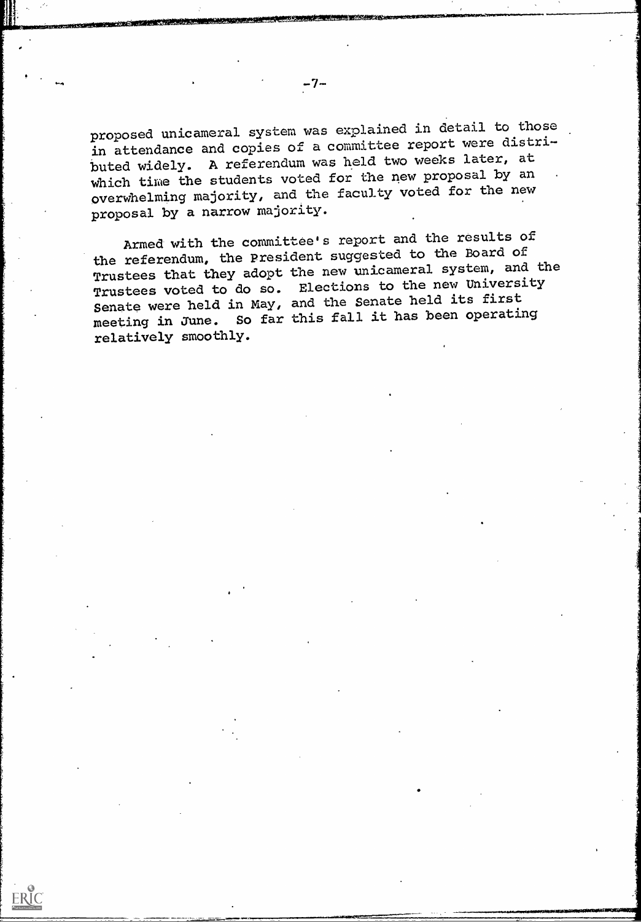proposed unicameral system was explained in detail to those in attendance and copies of a committee report were distributed widely. A referendum was held two weeks later, at which time the students voted for the new proposal by an overwhelming majority, and the faculty voted for the new proposal by a narrow majority.

Armed with the committee's report and the results of the referendum, the President suggested to the Board of Trustees that they adopt the new unicameral system, and the Trustees voted to do so. Elections to the new University Senate were held in May, and the Senate held its first meeting in June. So far this fall it has been operating relatively smoothly.